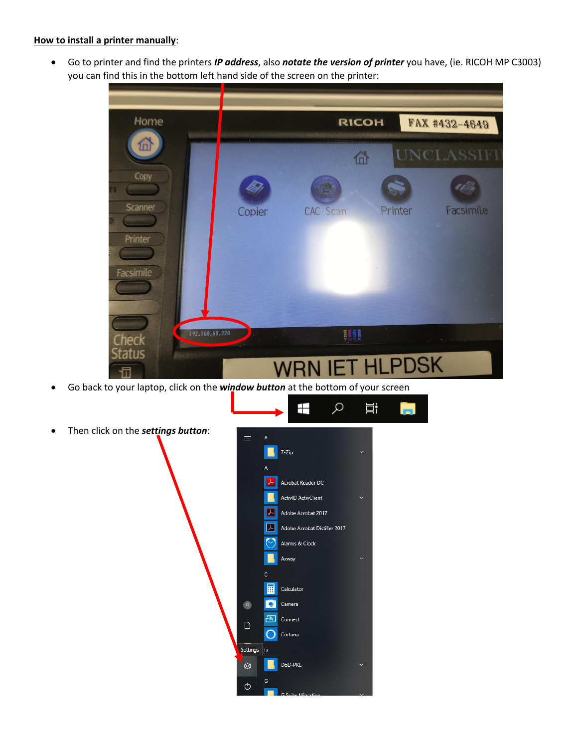**How to install a printer manually**:

- Go to printer and find the printers ***IP address***, also ***notate the version of printer*** you have, (ie. RICOH MP C3003) you can find this in the bottom left hand side of the screen on the printer:
- Go back to your laptop, click on the ***window button*** at the bottom of your screen
- Then click on the ***settings button***: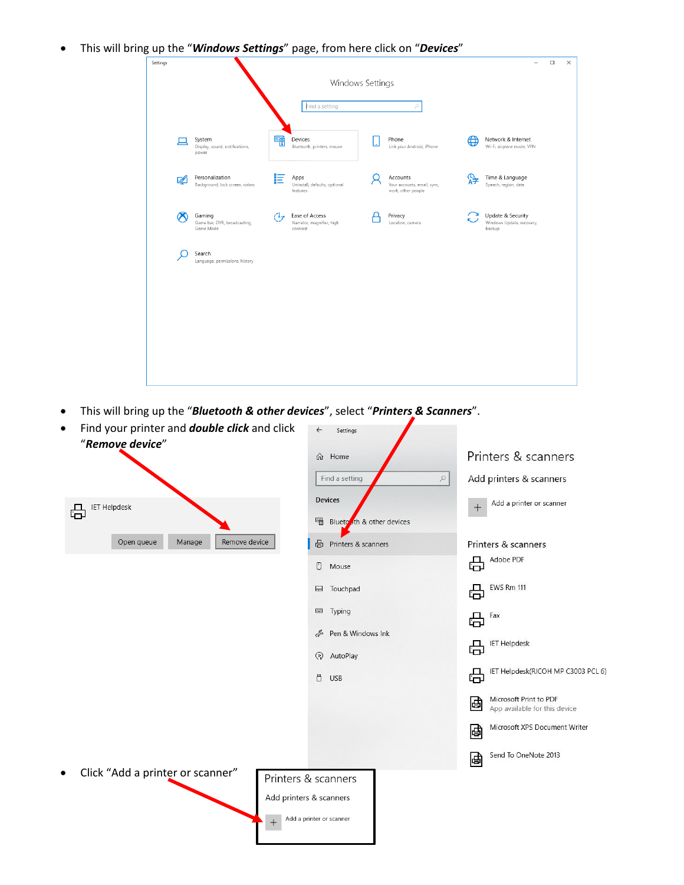- This will bring up the "***Windows Settings***" page, from here click on "***Devices***"

- This will bring up the "***Bluetooth & other devices***", select "***Printers & Scanners***".
- Find your printer and ***double click*** and click "***Remove device***"

- Click "Add a printer or scanner"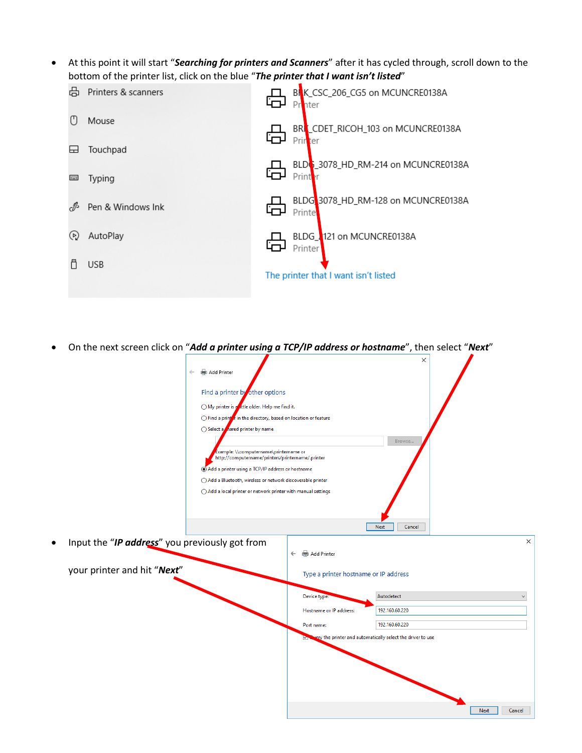- At this point it will start "***Searching for printers and Scanners***" after it has cycled through, scroll down to the bottom of the printer list, click on the blue "***The printer that I want isn't listed***"

- On the next screen click on "***Add a printer using a TCP/IP address or hostname***", then select "***Next***"

- Input the "***IP address***" you previously got from your printer and hit "***Next***"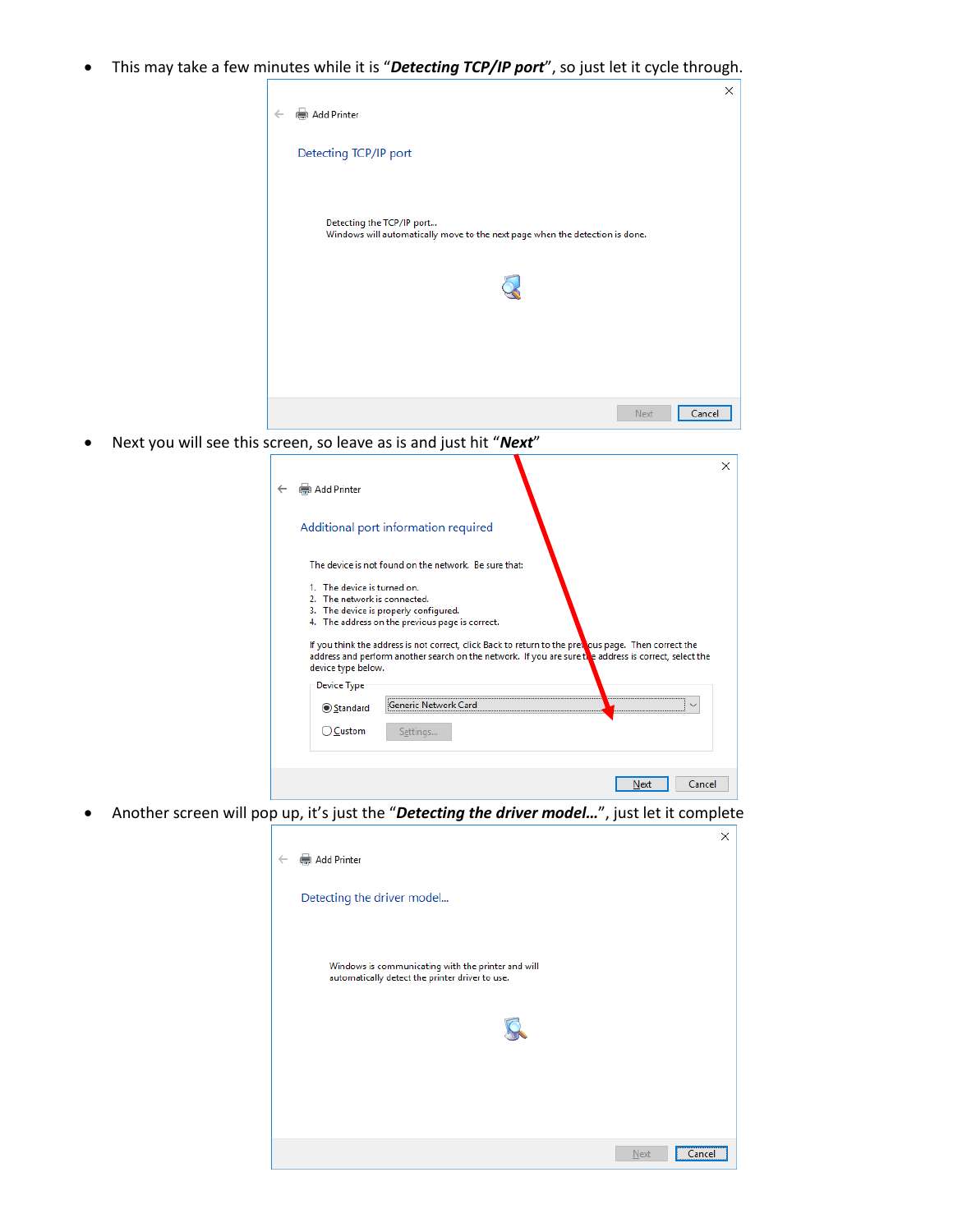- This may take a few minutes while it is “***Detecting TCP/IP port***”, so just let it cycle through.

- Next you will see this screen, so leave as is and just hit “***Next***”

- Another screen will pop up, it’s just the “***Detecting the driver model…***”, just let it complete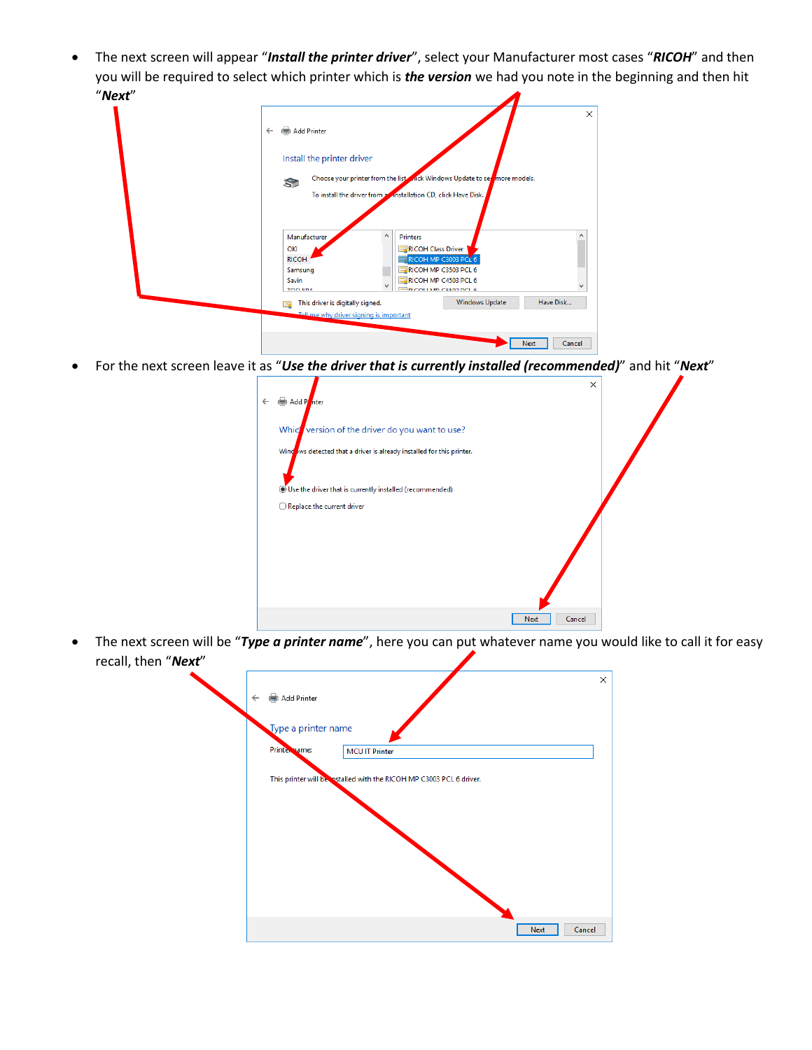- The next screen will appear “***Install the printer driver***”, select your Manufacturer most cases “***RICOH***” and then you will be required to select which printer which is ***the version*** we had you note in the beginning and then hit “***Next***”

- For the next screen leave it as “***Use the driver that is currently installed (recommended)***” and hit “***Next***”

- The next screen will be “***Type a printer name***”, here you can put whatever name you would like to call it for easy recall, then “***Next***”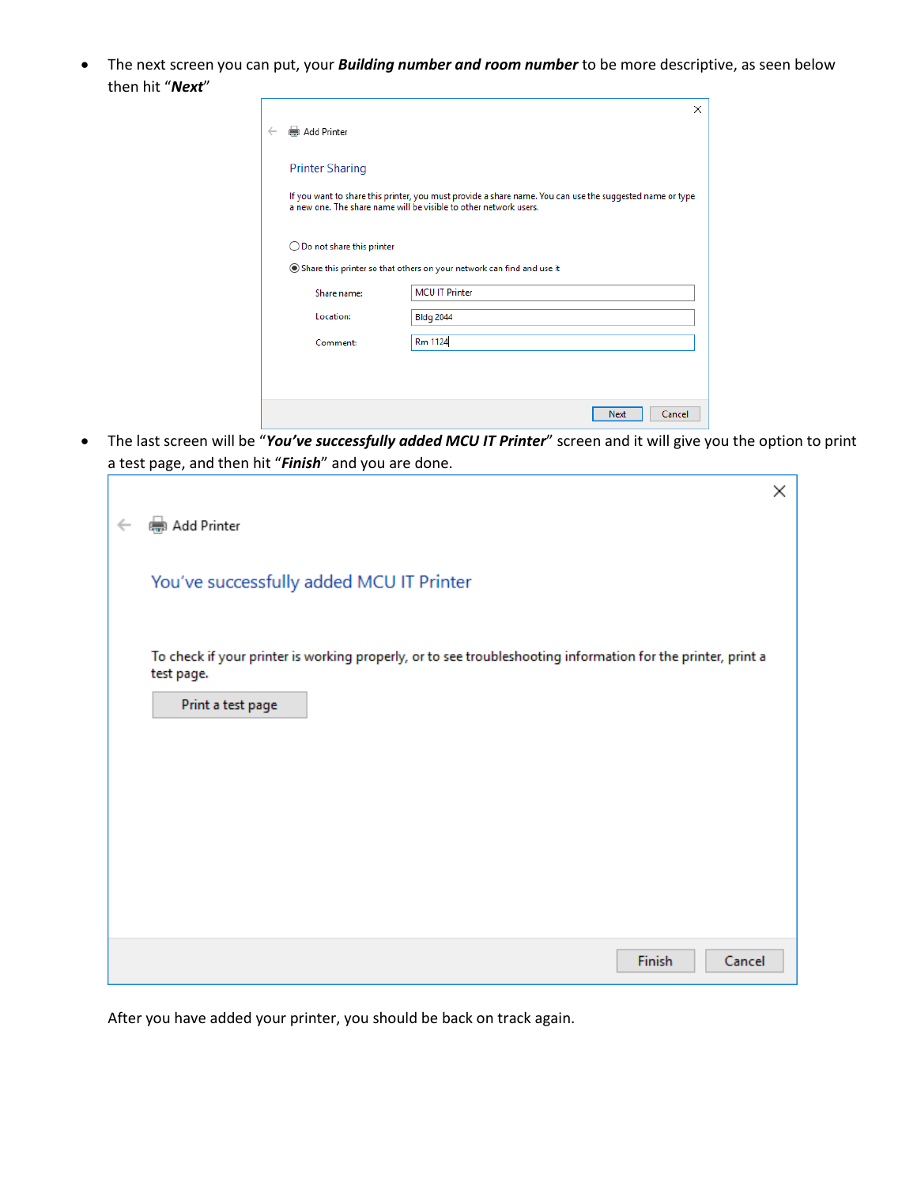- The next screen you can put, your ***Building number and room number*** to be more descriptive, as seen below then hit “***Next***”

Add Printer

Printer Sharing

If you want to share this printer, you must provide a share name. You can use the suggested name or type a new one. The share name will be visible to other network users.

Do not share this printer

Share this printer so that others on your network can find and use it

Share name: MCU IT Printer

Location: Bldg 2044

Comment: Rm 1124

Next Cancel

- The last screen will be “***You’ve successfully added MCU IT Printer***” screen and it will give you the option to print a test page, and then hit “***Finish***” and you are done.

Add Printer

You’ve successfully added MCU IT Printer

To check if your printer is working properly, or to see troubleshooting information for the printer, print a test page.

Print a test page

Finish Cancel

After you have added your printer, you should be back on track again.